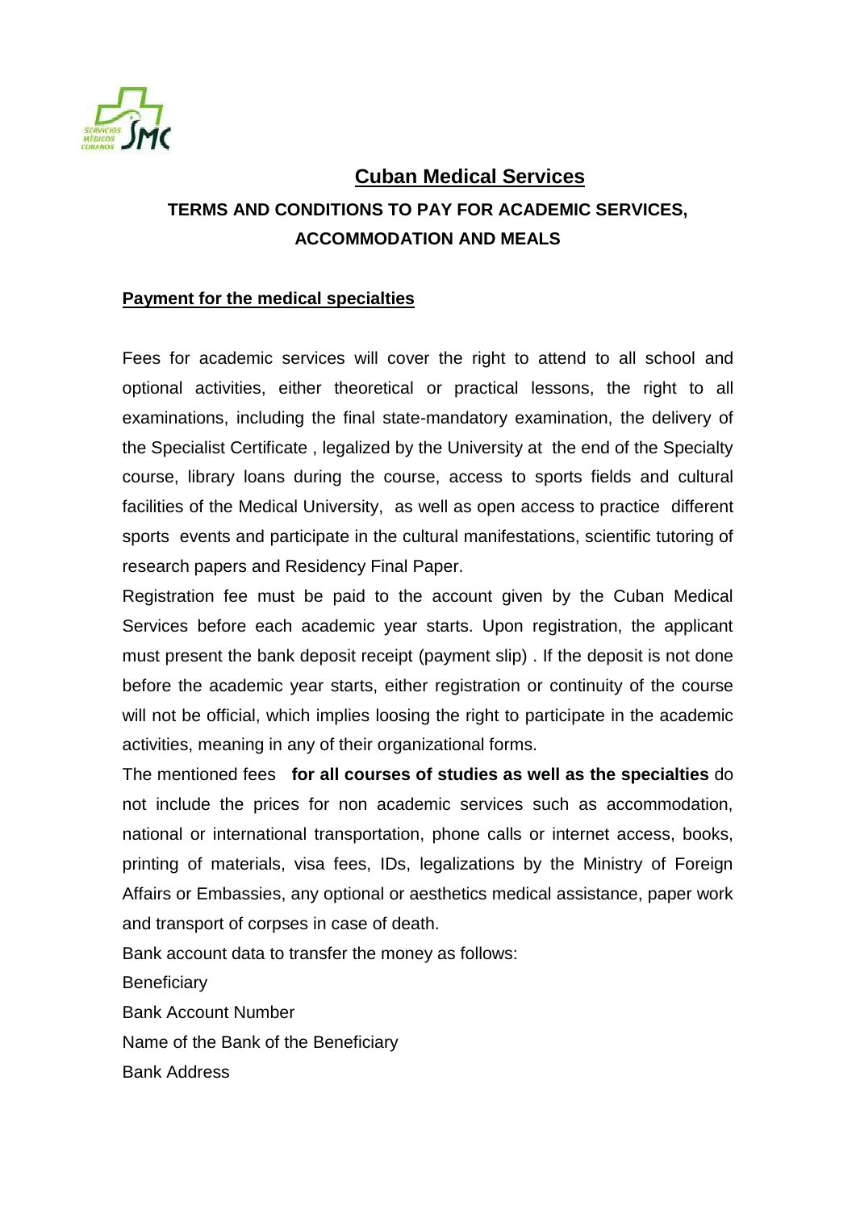# Cuban Medical Services

## TERMS AND CONDITIONS TO PAY FOR ACADEMIC SERVICES, ACCOMMODATION AND MEALS

### Payment for the medical specialties

Fees for academic services will cover the right to attend to all school and optional activities, either theoretical or practical lessons, the right to all examinations, including the final state-mandatory examination, the delivery of the Specialist Certificate , legalized by the University at the end of the Specialty course, library loans during the course, access to sports fields and cultural facilities of the Medical University, as well as open access to practice different sports events and participate in the cultural manifestations, scientific tutoring of research papers and Residency Final Paper.

Registration fee must be paid to the account given by the Cuban Medical Services before each academic year starts. Upon registration, the applicant must present the bank deposit receipt (payment slip) . If the deposit is not done before the academic year starts, either registration or continuity of the course will not be official, which implies loosing the right to participate in the academic activities, meaning in any of their organizational forms.

The mentioned fees **for all courses of studies as well as the specialties** do not include the prices for non academic services such as accommodation, national or international transportation, phone calls or internet access, books, printing of materials, visa fees, IDs, legalizations by the Ministry of Foreign Affairs or Embassies, any optional or aesthetics medical assistance, paper work and transport of corpses in case of death.

Bank account data to transfer the money as follows:

Beneficiary

Bank Account Number

Name of the Bank of the Beneficiary

Bank Address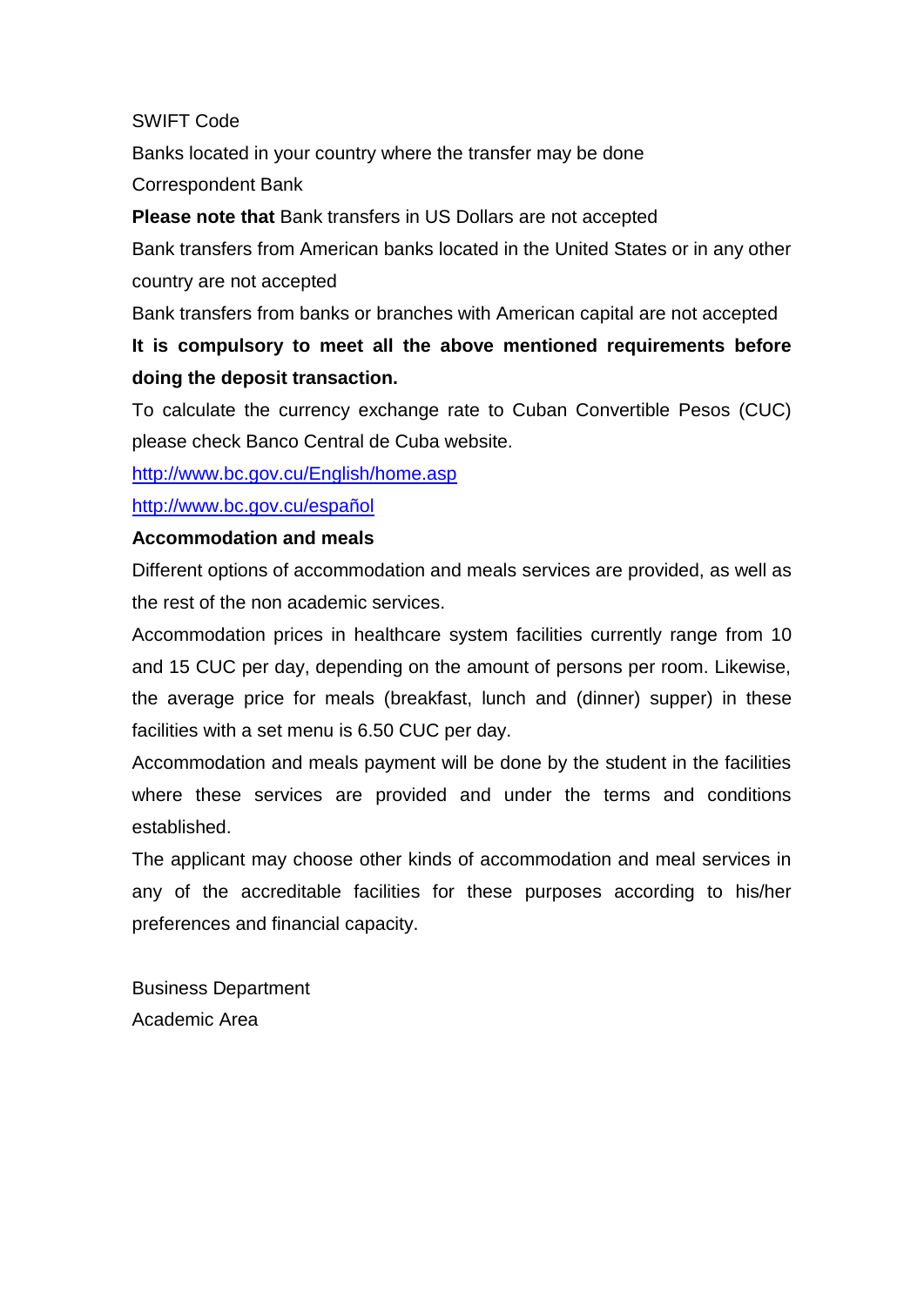SWIFT Code

Banks located in your country where the transfer may be done

Correspondent Bank

**Please note that** Bank transfers in US Dollars are not accepted

Bank transfers from American banks located in the United States or in any other country are not accepted

Bank transfers from banks or branches with American capital are not accepted

**It is compulsory to meet all the above mentioned requirements before doing the deposit transaction.**

To calculate the currency exchange rate to Cuban Convertible Pesos (CUC) please check Banco Central de Cuba website.

http://www.bc.gov.cu/English/home.asp

http://www.bc.gov.cu/español

**Accommodation and meals**

Different options of accommodation and meals services are provided, as well as the rest of the non academic services.

Accommodation prices in healthcare system facilities currently range from 10 and 15 CUC per day, depending on the amount of persons per room. Likewise, the average price for meals (breakfast, lunch and (dinner) supper) in these facilities with a set menu is 6.50 CUC per day.

Accommodation and meals payment will be done by the student in the facilities where these services are provided and under the terms and conditions established.

The applicant may choose other kinds of accommodation and meal services in any of the accreditable facilities for these purposes according to his/her preferences and financial capacity.

Business Department

Academic Area